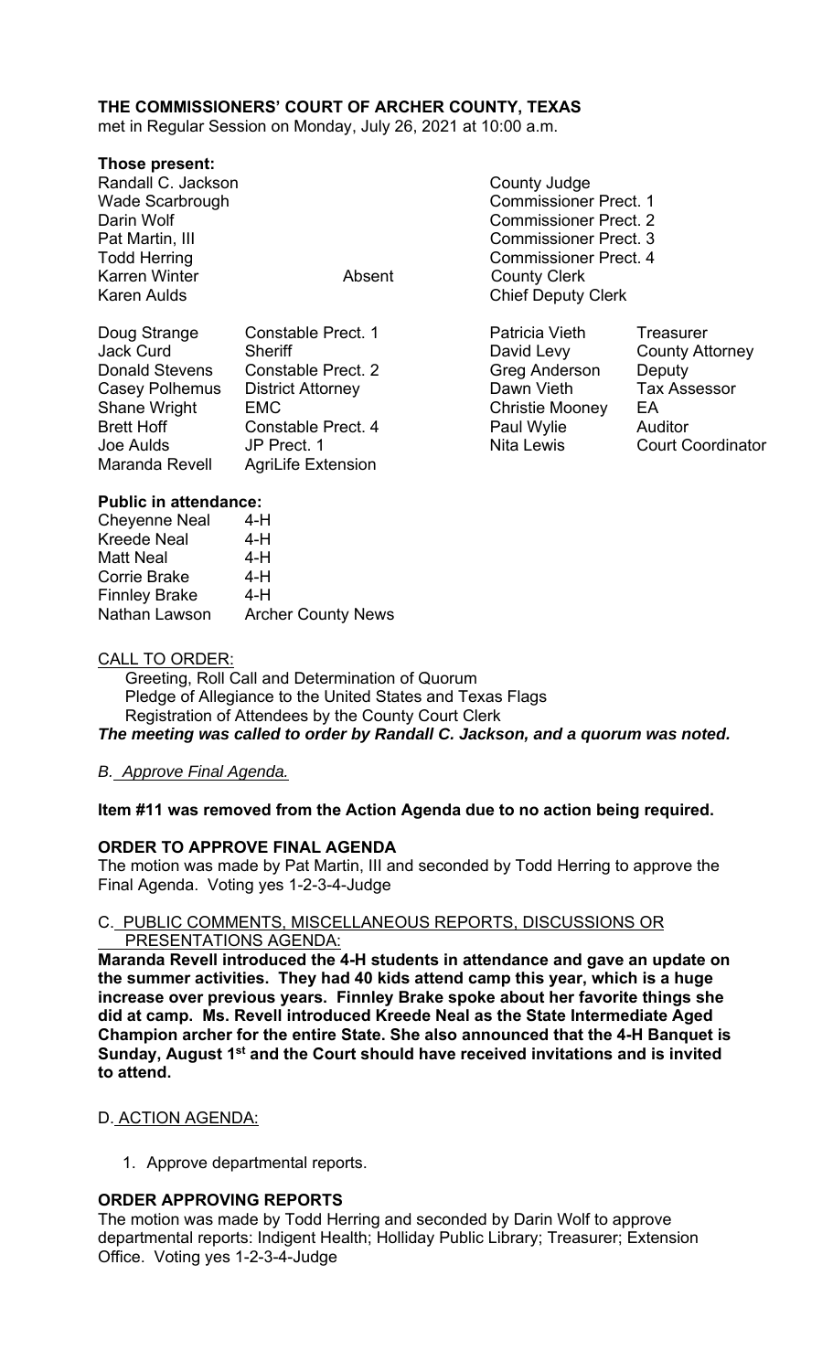**THE COMMISSIONERS' COURT OF ARCHER COUNTY, TEXAS**
met in Regular Session on Monday, July 26, 2021 at 10:00 a.m.

**Those present:**

| | | |
|---|---|---|
| Randall C. Jackson | | County Judge |
| Wade Scarbrough | | Commissioner Prect. 1 |
| Darin Wolf | | Commissioner Prect. 2 |
| Pat Martin, III | | Commissioner Prect. 3 |
| Todd Herring | | Commissioner Prect. 4 |
| Karren Winter | Absent | County Clerk |
| Karen Aulds | | Chief Deputy Clerk |

| | | | |
|---|---|---|---|
| Doug Strange | Constable Prect. 1 | Patricia Vieth | Treasurer |
| Jack Curd | Sheriff | David Levy | County Attorney |
| Donald Stevens | Constable Prect. 2 | Greg Anderson | Deputy |
| Casey Polhemus | District Attorney | Dawn Vieth | Tax Assessor |
| Shane Wright | EMC | Christie Mooney | EA |
| Brett Hoff | Constable Prect. 4 | Paul Wylie | Auditor |
| Joe Aulds | JP Prect. 1 | Nita Lewis | Court Coordinator |
| Maranda Revell | AgriLife Extension | | |

**Public in attendance:**

| | |
|---|---|
| Cheyenne Neal | 4-H |
| Kreede Neal | 4-H |
| Matt Neal | 4-H |
| Corrie Brake | 4-H |
| Finnley Brake | 4-H |
| Nathan Lawson | Archer County News |

CALL TO ORDER:

Greeting, Roll Call and Determination of Quorum
Pledge of Allegiance to the United States and Texas Flags
Registration of Attendees by the County Court Clerk

***The meeting was called to order by Randall C. Jackson, and a quorum was noted.***

*B. Approve Final Agenda.*

**Item #11 was removed from the Action Agenda due to no action being required.**

**ORDER TO APPROVE FINAL AGENDA**

The motion was made by Pat Martin, III and seconded by Todd Herring to approve the Final Agenda. Voting yes 1-2-3-4-Judge

C. PUBLIC COMMENTS, MISCELLANEOUS REPORTS, DISCUSSIONS OR PRESENTATIONS AGENDA:

**Maranda Revell introduced the 4-H students in attendance and gave an update on the summer activities. They had 40 kids attend camp this year, which is a huge increase over previous years. Finnley Brake spoke about her favorite things she did at camp. Ms. Revell introduced Kreede Neal as the State Intermediate Aged Champion archer for the entire State. She also announced that the 4-H Banquet is Sunday, August 1st and the Court should have received invitations and is invited to attend.**

D. ACTION AGENDA:

1. Approve departmental reports.

**ORDER APPROVING REPORTS**

The motion was made by Todd Herring and seconded by Darin Wolf to approve departmental reports: Indigent Health; Holliday Public Library; Treasurer; Extension Office. Voting yes 1-2-3-4-Judge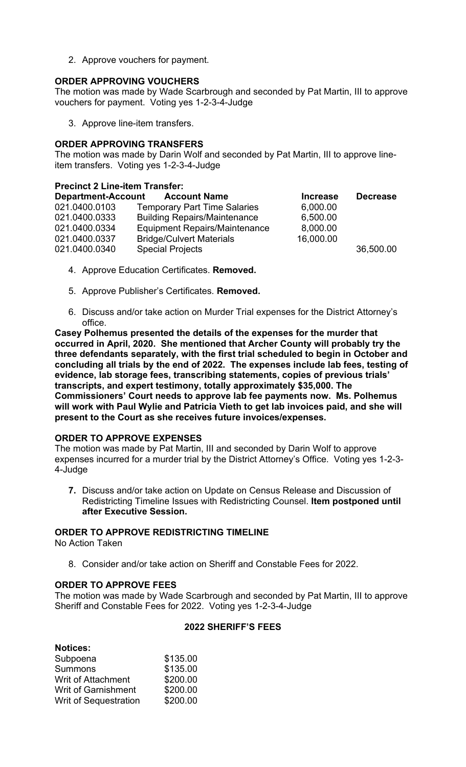2. Approve vouchers for payment.

**ORDER APPROVING VOUCHERS**

The motion was made by Wade Scarbrough and seconded by Pat Martin, III to approve vouchers for payment. Voting yes 1-2-3-4-Judge

3. Approve line-item transfers.

**ORDER APPROVING TRANSFERS**

The motion was made by Darin Wolf and seconded by Pat Martin, III to approve line-item transfers. Voting yes 1-2-3-4-Judge

**Precinct 2 Line-item Transfer:**

| Department-Account | Account Name | Increase | Decrease |
|---|---|---|---|
| 021.0400.0103 | Temporary Part Time Salaries | 6,000.00 | |
| 021.0400.0333 | Building Repairs/Maintenance | 6,500.00 | |
| 021.0400.0334 | Equipment Repairs/Maintenance | 8,000.00 | |
| 021.0400.0337 | Bridge/Culvert Materials | 16,000.00 | |
| 021.0400.0340 | Special Projects | | 36,500.00 |

4. Approve Education Certificates. **Removed.**

5. Approve Publisher's Certificates. **Removed.**

6. Discuss and/or take action on Murder Trial expenses for the District Attorney's office.

**Casey Polhemus presented the details of the expenses for the murder that occurred in April, 2020. She mentioned that Archer County will probably try the three defendants separately, with the first trial scheduled to begin in October and concluding all trials by the end of 2022. The expenses include lab fees, testing of evidence, lab storage fees, transcribing statements, copies of previous trials' transcripts, and expert testimony, totally approximately $35,000. The Commissioners' Court needs to approve lab fee payments now. Ms. Polhemus will work with Paul Wylie and Patricia Vieth to get lab invoices paid, and she will present to the Court as she receives future invoices/expenses.**

**ORDER TO APPROVE EXPENSES**

The motion was made by Pat Martin, III and seconded by Darin Wolf to approve expenses incurred for a murder trial by the District Attorney's Office. Voting yes 1-2-3-4-Judge

**7.** Discuss and/or take action on Update on Census Release and Discussion of Redistricting Timeline Issues with Redistricting Counsel. **Item postponed until after Executive Session.**

**ORDER TO APPROVE REDISTRICTING TIMELINE**

No Action Taken

8. Consider and/or take action on Sheriff and Constable Fees for 2022.

**ORDER TO APPROVE FEES**

The motion was made by Wade Scarbrough and seconded by Pat Martin, III to approve Sheriff and Constable Fees for 2022. Voting yes 1-2-3-4-Judge

**2022 SHERIFF'S FEES**

**Notices:**

| | |
|---|---|
| Subpoena | $135.00 |
| Summons | $135.00 |
| Writ of Attachment | $200.00 |
| Writ of Garnishment | $200.00 |
| Writ of Sequestration | $200.00 |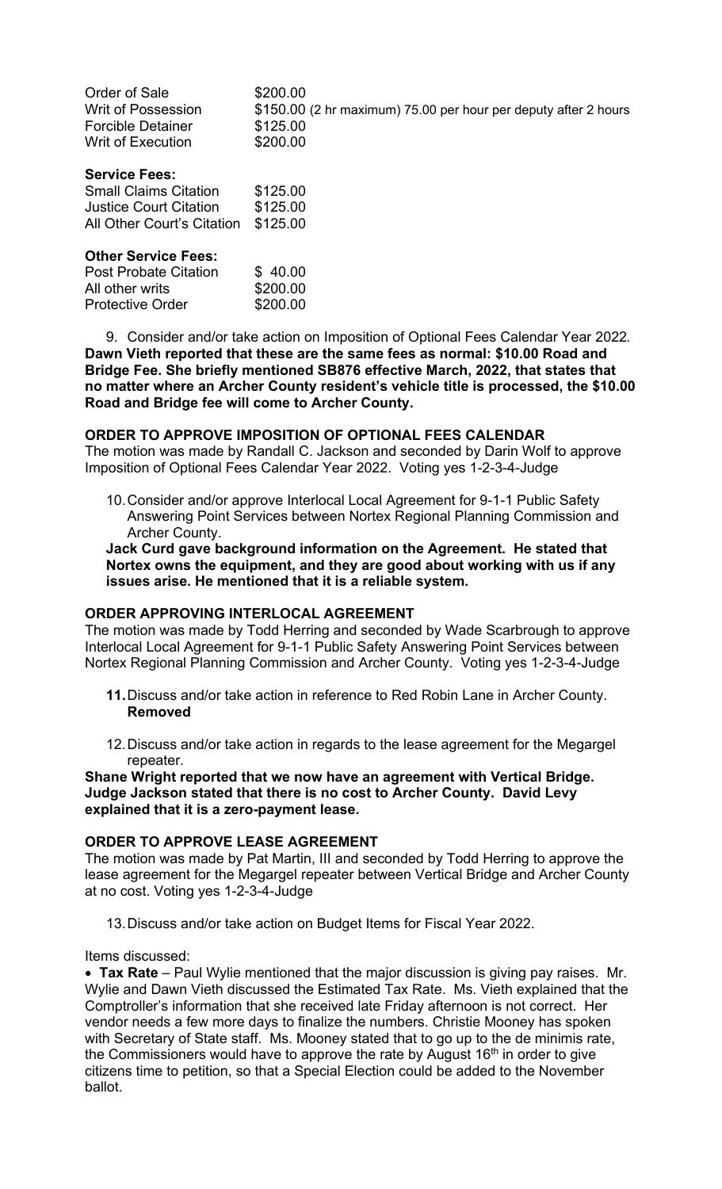| | |
|---|---|
| Order of Sale | \$200.00 |
| Writ of Possession | \$150.00 (2 hr maximum) 75.00 per hour per deputy after 2 hours |
| Forcible Detainer | \$125.00 |
| Writ of Execution | \$200.00 |

**Service Fees:**

| | |
|---|---|
| Small Claims Citation | \$125.00 |
| Justice Court Citation | \$125.00 |
| All Other Court's Citation | \$125.00 |

**Other Service Fees:**

| | |
|---|---|
| Post Probate Citation | \$ 40.00 |
| All other writs | \$200.00 |
| Protective Order | \$200.00 |

9. Consider and/or take action on Imposition of Optional Fees Calendar Year 2022.
**Dawn Vieth reported that these are the same fees as normal: \$10.00 Road and Bridge Fee. She briefly mentioned SB876 effective March, 2022, that states that no matter where an Archer County resident's vehicle title is processed, the \$10.00 Road and Bridge fee will come to Archer County.**

**ORDER TO APPROVE IMPOSITION OF OPTIONAL FEES CALENDAR**

The motion was made by Randall C. Jackson and seconded by Darin Wolf to approve Imposition of Optional Fees Calendar Year 2022. Voting yes 1-2-3-4-Judge

10. Consider and/or approve Interlocal Local Agreement for 9-1-1 Public Safety Answering Point Services between Nortex Regional Planning Commission and Archer County.

**Jack Curd gave background information on the Agreement. He stated that Nortex owns the equipment, and they are good about working with us if any issues arise. He mentioned that it is a reliable system.**

**ORDER APPROVING INTERLOCAL AGREEMENT**

The motion was made by Todd Herring and seconded by Wade Scarbrough to approve Interlocal Local Agreement for 9-1-1 Public Safety Answering Point Services between Nortex Regional Planning Commission and Archer County. Voting yes 1-2-3-4-Judge

**11.** Discuss and/or take action in reference to Red Robin Lane in Archer County. **Removed**

12. Discuss and/or take action in regards to the lease agreement for the Megargel repeater.

**Shane Wright reported that we now have an agreement with Vertical Bridge. Judge Jackson stated that there is no cost to Archer County. David Levy explained that it is a zero-payment lease.**

**ORDER TO APPROVE LEASE AGREEMENT**

The motion was made by Pat Martin, III and seconded by Todd Herring to approve the lease agreement for the Megargel repeater between Vertical Bridge and Archer County at no cost. Voting yes 1-2-3-4-Judge

13. Discuss and/or take action on Budget Items for Fiscal Year 2022.

Items discussed:

- **Tax Rate** – Paul Wylie mentioned that the major discussion is giving pay raises. Mr. Wylie and Dawn Vieth discussed the Estimated Tax Rate. Ms. Vieth explained that the Comptroller's information that she received late Friday afternoon is not correct. Her vendor needs a few more days to finalize the numbers. Christie Mooney has spoken with Secretary of State staff. Ms. Mooney stated that to go up to the de minimis rate, the Commissioners would have to approve the rate by August 16th in order to give citizens time to petition, so that a Special Election could be added to the November ballot.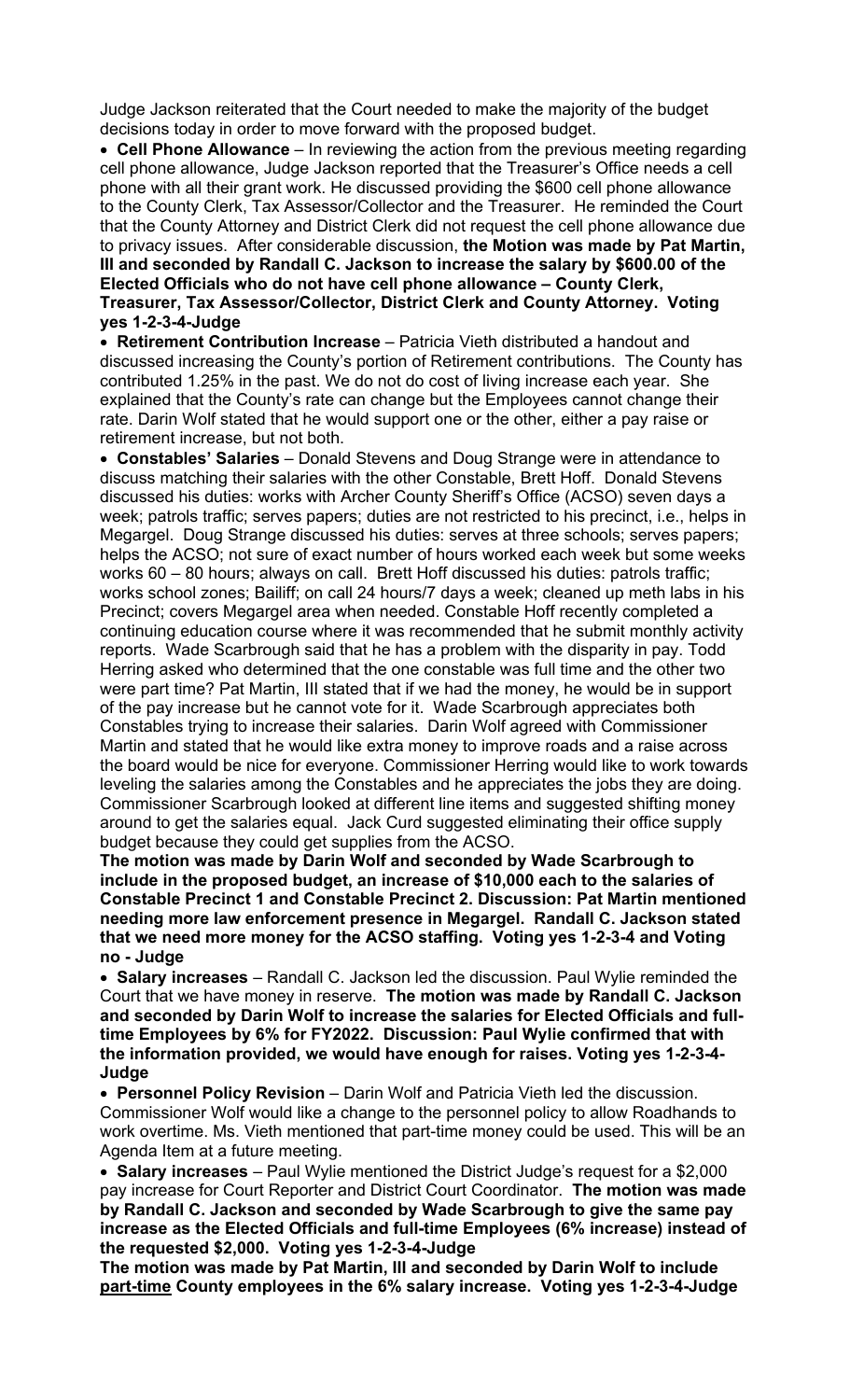Judge Jackson reiterated that the Court needed to make the majority of the budget decisions today in order to move forward with the proposed budget.

- **Cell Phone Allowance** – In reviewing the action from the previous meeting regarding cell phone allowance, Judge Jackson reported that the Treasurer's Office needs a cell phone with all their grant work. He discussed providing the $600 cell phone allowance to the County Clerk, Tax Assessor/Collector and the Treasurer. He reminded the Court that the County Attorney and District Clerk did not request the cell phone allowance due to privacy issues. After considerable discussion, **the Motion was made by Pat Martin, III and seconded by Randall C. Jackson to increase the salary by $600.00 of the Elected Officials who do not have cell phone allowance – County Clerk, Treasurer, Tax Assessor/Collector, District Clerk and County Attorney. Voting yes 1-2-3-4-Judge**
- **Retirement Contribution Increase** – Patricia Vieth distributed a handout and discussed increasing the County's portion of Retirement contributions. The County has contributed 1.25% in the past. We do not do cost of living increase each year. She explained that the County's rate can change but the Employees cannot change their rate. Darin Wolf stated that he would support one or the other, either a pay raise or retirement increase, but not both.
- **Constables' Salaries** – Donald Stevens and Doug Strange were in attendance to discuss matching their salaries with the other Constable, Brett Hoff. Donald Stevens discussed his duties: works with Archer County Sheriff's Office (ACSO) seven days a week; patrols traffic; serves papers; duties are not restricted to his precinct, i.e., helps in Megargel. Doug Strange discussed his duties: serves at three schools; serves papers; helps the ACSO; not sure of exact number of hours worked each week but some weeks works 60 – 80 hours; always on call. Brett Hoff discussed his duties: patrols traffic; works school zones; Bailiff; on call 24 hours/7 days a week; cleaned up meth labs in his Precinct; covers Megargel area when needed. Constable Hoff recently completed a continuing education course where it was recommended that he submit monthly activity reports. Wade Scarbrough said that he has a problem with the disparity in pay. Todd Herring asked who determined that the one constable was full time and the other two were part time? Pat Martin, III stated that if we had the money, he would be in support of the pay increase but he cannot vote for it. Wade Scarbrough appreciates both Constables trying to increase their salaries. Darin Wolf agreed with Commissioner Martin and stated that he would like extra money to improve roads and a raise across the board would be nice for everyone. Commissioner Herring would like to work towards leveling the salaries among the Constables and he appreciates the jobs they are doing. Commissioner Scarbrough looked at different line items and suggested shifting money around to get the salaries equal. Jack Curd suggested eliminating their office supply budget because they could get supplies from the ACSO.

**The motion was made by Darin Wolf and seconded by Wade Scarbrough to include in the proposed budget, an increase of $10,000 each to the salaries of Constable Precinct 1 and Constable Precinct 2. Discussion: Pat Martin mentioned needing more law enforcement presence in Megargel. Randall C. Jackson stated that we need more money for the ACSO staffing. Voting yes 1-2-3-4 and Voting no - Judge**

- **Salary increases** – Randall C. Jackson led the discussion. Paul Wylie reminded the Court that we have money in reserve. **The motion was made by Randall C. Jackson and seconded by Darin Wolf to increase the salaries for Elected Officials and full-time Employees by 6% for FY2022. Discussion: Paul Wylie confirmed that with the information provided, we would have enough for raises. Voting yes 1-2-3-4-Judge**
- **Personnel Policy Revision** – Darin Wolf and Patricia Vieth led the discussion. Commissioner Wolf would like a change to the personnel policy to allow Roadhands to work overtime. Ms. Vieth mentioned that part-time money could be used. This will be an Agenda Item at a future meeting.
- **Salary increases** – Paul Wylie mentioned the District Judge's request for a $2,000 pay increase for Court Reporter and District Court Coordinator. **The motion was made by Randall C. Jackson and seconded by Wade Scarbrough to give the same pay increase as the Elected Officials and full-time Employees (6% increase) instead of the requested $2,000. Voting yes 1-2-3-4-Judge**

**The motion was made by Pat Martin, III and seconded by Darin Wolf to include <u>part-time</u> County employees in the 6% salary increase. Voting yes 1-2-3-4-Judge**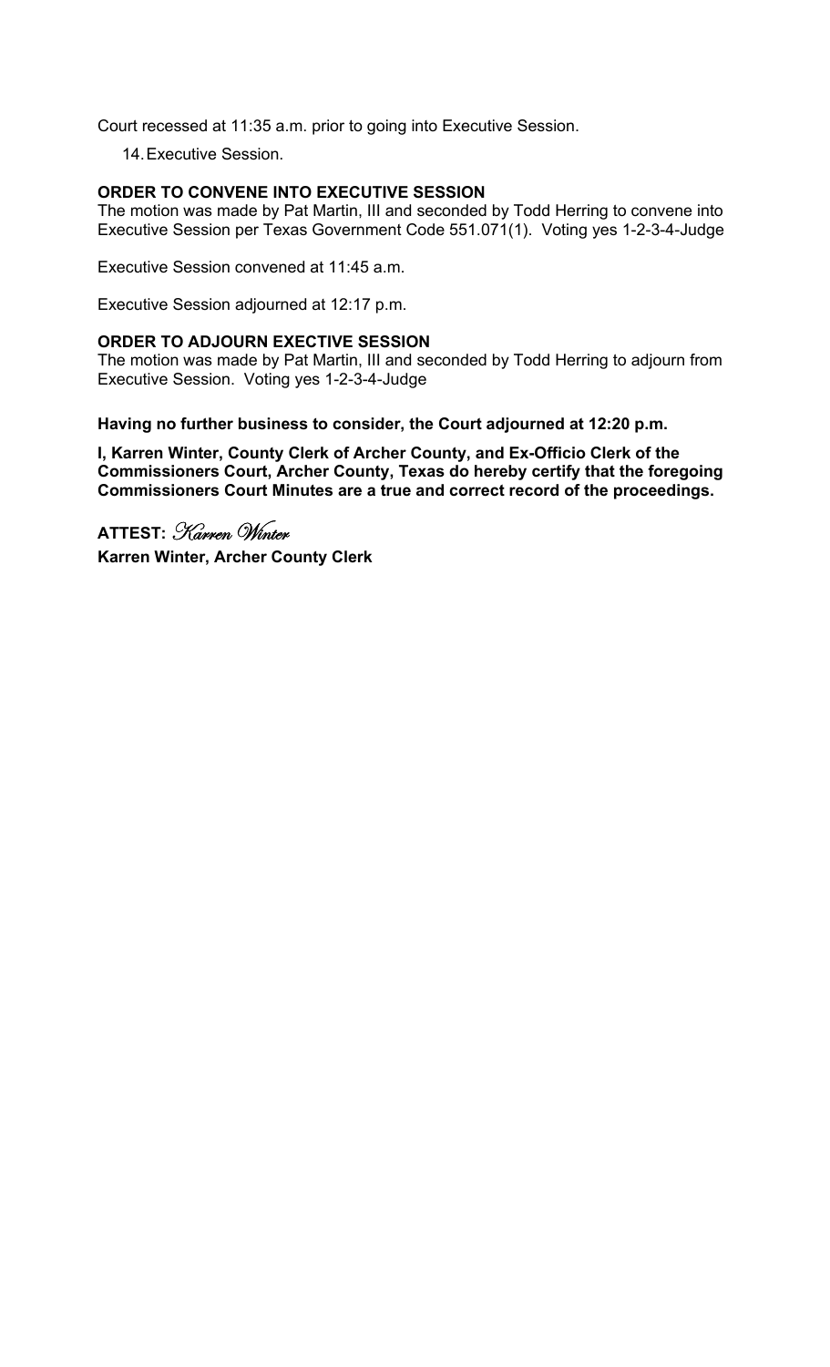Court recessed at 11:35 a.m. prior to going into Executive Session.

14. Executive Session.

**ORDER TO CONVENE INTO EXECUTIVE SESSION**
The motion was made by Pat Martin, III and seconded by Todd Herring to convene into Executive Session per Texas Government Code 551.071(1). Voting yes 1-2-3-4-Judge

Executive Session convened at 11:45 a.m.

Executive Session adjourned at 12:17 p.m.

**ORDER TO ADJOURN EXECTIVE SESSION**
The motion was made by Pat Martin, III and seconded by Todd Herring to adjourn from Executive Session. Voting yes 1-2-3-4-Judge

**Having no further business to consider, the Court adjourned at 12:20 p.m.**

**I, Karren Winter, County Clerk of Archer County, and Ex-Officio Clerk of the Commissioners Court, Archer County, Texas do hereby certify that the foregoing Commissioners Court Minutes are a true and correct record of the proceedings.**

**ATTEST:** *Karren Winter*
**Karren Winter, Archer County Clerk**